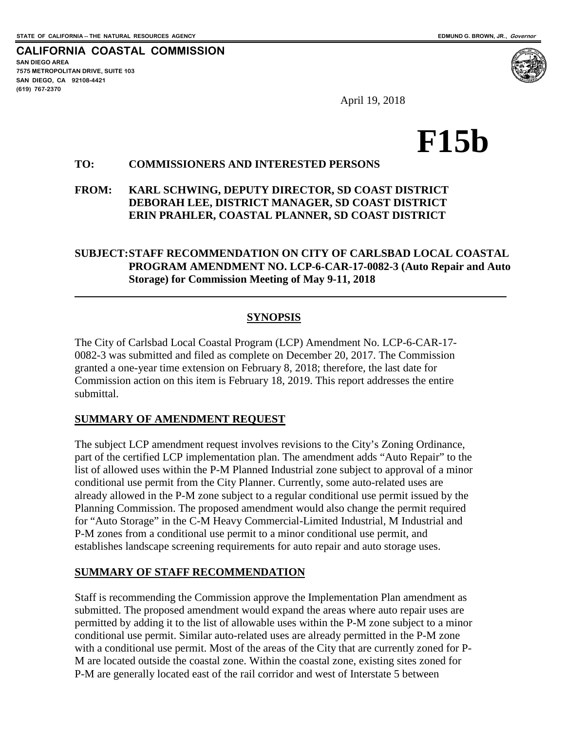STATE OF CALIFORNIA -- THE NATURAL RESOURCES AGENCY

EDMUND G. BROWN, JR., *Governor*

**CALIFORNIA COASTAL COMMISSION**
**SAN DIEGO AREA**
**7575 METROPOLITAN DRIVE, SUITE 103**
**SAN DIEGO, CA 92108-4421**
**(619) 767-2370**

April 19, 2018

# F15b

**TO: COMMISSIONERS AND INTERESTED PERSONS**

**FROM: KARL SCHWING, DEPUTY DIRECTOR, SD COAST DISTRICT**
**DEBORAH LEE, DISTRICT MANAGER, SD COAST DISTRICT**
**ERIN PRAHLER, COASTAL PLANNER, SD COAST DISTRICT**

**SUBJECT: STAFF RECOMMENDATION ON CITY OF CARLSBAD LOCAL COASTAL PROGRAM AMENDMENT NO. LCP-6-CAR-17-0082-3 (Auto Repair and Auto Storage) for Commission Meeting of May 9-11, 2018**

---

## SYNOPSIS

The City of Carlsbad Local Coastal Program (LCP) Amendment No. LCP-6-CAR-17-0082-3 was submitted and filed as complete on December 20, 2017. The Commission granted a one-year time extension on February 8, 2018; therefore, the last date for Commission action on this item is February 18, 2019. This report addresses the entire submittal.

## SUMMARY OF AMENDMENT REQUEST

The subject LCP amendment request involves revisions to the City's Zoning Ordinance, part of the certified LCP implementation plan. The amendment adds "Auto Repair" to the list of allowed uses within the P-M Planned Industrial zone subject to approval of a minor conditional use permit from the City Planner. Currently, some auto-related uses are already allowed in the P-M zone subject to a regular conditional use permit issued by the Planning Commission. The proposed amendment would also change the permit required for "Auto Storage" in the C-M Heavy Commercial-Limited Industrial, M Industrial and P-M zones from a conditional use permit to a minor conditional use permit, and establishes landscape screening requirements for auto repair and auto storage uses.

## SUMMARY OF STAFF RECOMMENDATION

Staff is recommending the Commission approve the Implementation Plan amendment as submitted. The proposed amendment would expand the areas where auto repair uses are permitted by adding it to the list of allowable uses within the P-M zone subject to a minor conditional use permit. Similar auto-related uses are already permitted in the P-M zone with a conditional use permit. Most of the areas of the City that are currently zoned for P-M are located outside the coastal zone. Within the coastal zone, existing sites zoned for P-M are generally located east of the rail corridor and west of Interstate 5 between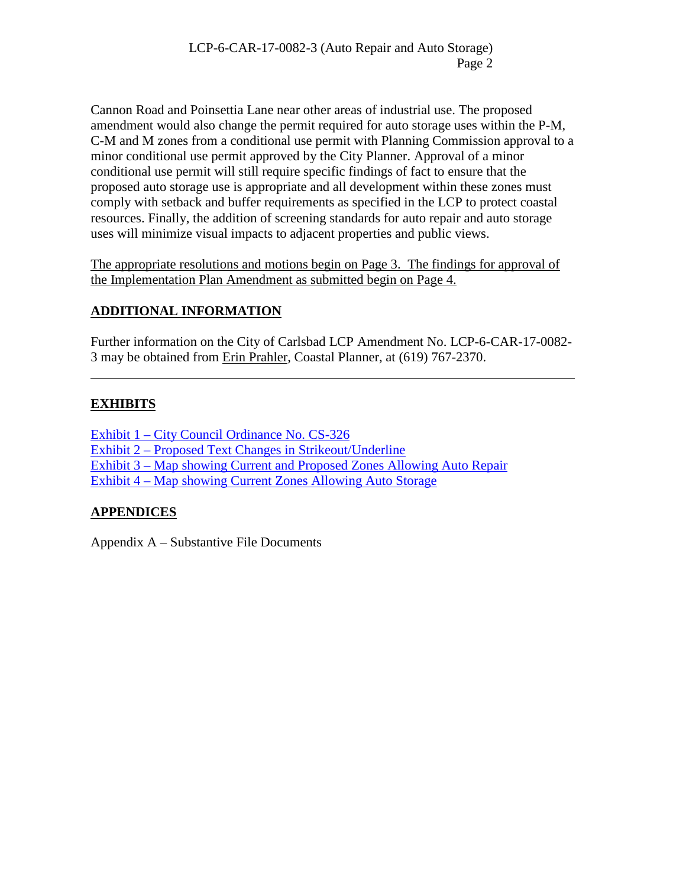Cannon Road and Poinsettia Lane near other areas of industrial use. The proposed amendment would also change the permit required for auto storage uses within the P-M, C-M and M zones from a conditional use permit with Planning Commission approval to a minor conditional use permit approved by the City Planner. Approval of a minor conditional use permit will still require specific findings of fact to ensure that the proposed auto storage use is appropriate and all development within these zones must comply with setback and buffer requirements as specified in the LCP to protect coastal resources. Finally, the addition of screening standards for auto repair and auto storage uses will minimize visual impacts to adjacent properties and public views.

The appropriate resolutions and motions begin on Page 3. The findings for approval of the Implementation Plan Amendment as submitted begin on Page 4.

## ADDITIONAL INFORMATION

Further information on the City of Carlsbad LCP Amendment No. LCP-6-CAR-17-0082-3 may be obtained from Erin Prahler, Coastal Planner, at (619) 767-2370.

---

## EXHIBITS

Exhibit 1 – City Council Ordinance No. CS-326
Exhibit 2 – Proposed Text Changes in Strikeout/Underline
Exhibit 3 – Map showing Current and Proposed Zones Allowing Auto Repair
Exhibit 4 – Map showing Current Zones Allowing Auto Storage

## APPENDICES

Appendix A – Substantive File Documents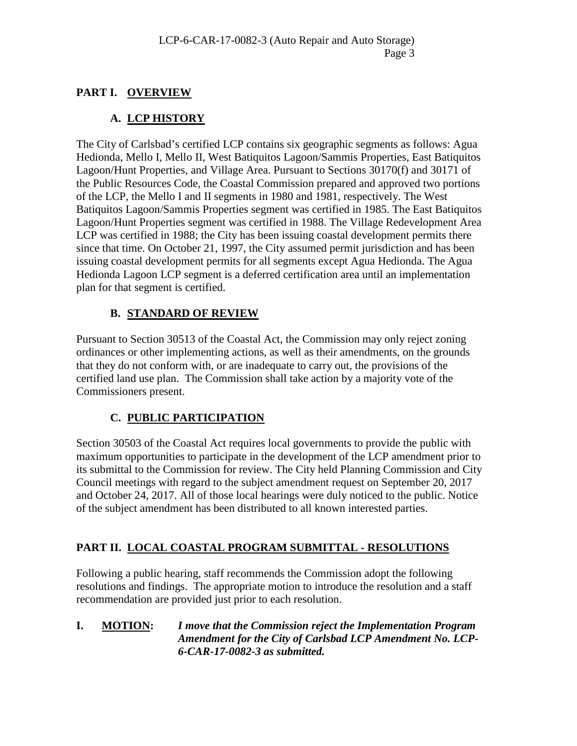## PART I. OVERVIEW

### A. LCP HISTORY

The City of Carlsbad's certified LCP contains six geographic segments as follows: Agua Hedionda, Mello I, Mello II, West Batiquitos Lagoon/Sammis Properties, East Batiquitos Lagoon/Hunt Properties, and Village Area. Pursuant to Sections 30170(f) and 30171 of the Public Resources Code, the Coastal Commission prepared and approved two portions of the LCP, the Mello I and II segments in 1980 and 1981, respectively. The West Batiquitos Lagoon/Sammis Properties segment was certified in 1985. The East Batiquitos Lagoon/Hunt Properties segment was certified in 1988. The Village Redevelopment Area LCP was certified in 1988; the City has been issuing coastal development permits there since that time. On October 21, 1997, the City assumed permit jurisdiction and has been issuing coastal development permits for all segments except Agua Hedionda. The Agua Hedionda Lagoon LCP segment is a deferred certification area until an implementation plan for that segment is certified.

### B. STANDARD OF REVIEW

Pursuant to Section 30513 of the Coastal Act, the Commission may only reject zoning ordinances or other implementing actions, as well as their amendments, on the grounds that they do not conform with, or are inadequate to carry out, the provisions of the certified land use plan. The Commission shall take action by a majority vote of the Commissioners present.

### C. PUBLIC PARTICIPATION

Section 30503 of the Coastal Act requires local governments to provide the public with maximum opportunities to participate in the development of the LCP amendment prior to its submittal to the Commission for review. The City held Planning Commission and City Council meetings with regard to the subject amendment request on September 20, 2017 and October 24, 2017. All of those local hearings were duly noticed to the public. Notice of the subject amendment has been distributed to all known interested parties.

## PART II. LOCAL COASTAL PROGRAM SUBMITTAL - RESOLUTIONS

Following a public hearing, staff recommends the Commission adopt the following resolutions and findings. The appropriate motion to introduce the resolution and a staff recommendation are provided just prior to each resolution.

**I. MOTION:** ***I move that the Commission reject the Implementation Program Amendment for the City of Carlsbad LCP Amendment No. LCP-6-CAR-17-0082-3 as submitted.***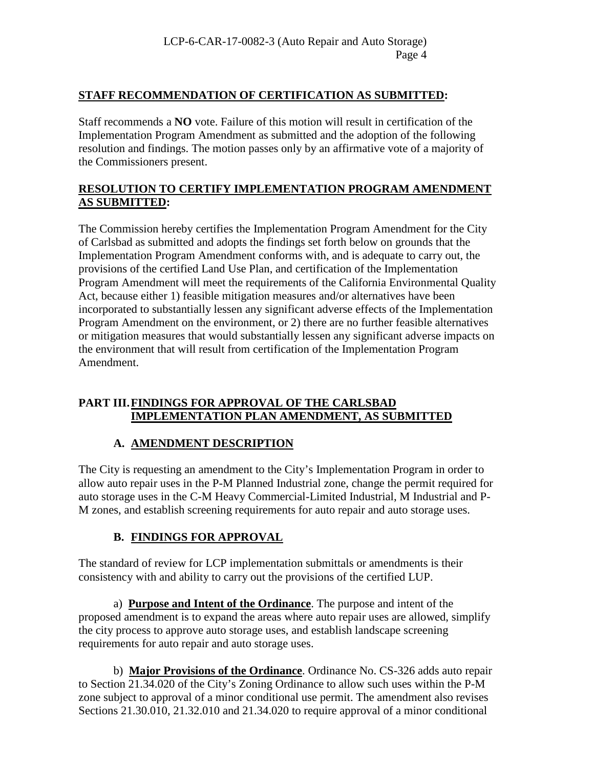**STAFF RECOMMENDATION OF CERTIFICATION AS SUBMITTED:**

Staff recommends a **NO** vote. Failure of this motion will result in certification of the Implementation Program Amendment as submitted and the adoption of the following resolution and findings. The motion passes only by an affirmative vote of a majority of the Commissioners present.

**RESOLUTION TO CERTIFY IMPLEMENTATION PROGRAM AMENDMENT AS SUBMITTED:**

The Commission hereby certifies the Implementation Program Amendment for the City of Carlsbad as submitted and adopts the findings set forth below on grounds that the Implementation Program Amendment conforms with, and is adequate to carry out, the provisions of the certified Land Use Plan, and certification of the Implementation Program Amendment will meet the requirements of the California Environmental Quality Act, because either 1) feasible mitigation measures and/or alternatives have been incorporated to substantially lessen any significant adverse effects of the Implementation Program Amendment on the environment, or 2) there are no further feasible alternatives or mitigation measures that would substantially lessen any significant adverse impacts on the environment that will result from certification of the Implementation Program Amendment.

## PART III. FINDINGS FOR APPROVAL OF THE CARLSBAD IMPLEMENTATION PLAN AMENDMENT, AS SUBMITTED

### A. AMENDMENT DESCRIPTION

The City is requesting an amendment to the City's Implementation Program in order to allow auto repair uses in the P-M Planned Industrial zone, change the permit required for auto storage uses in the C-M Heavy Commercial-Limited Industrial, M Industrial and P-M zones, and establish screening requirements for auto repair and auto storage uses.

### B. FINDINGS FOR APPROVAL

The standard of review for LCP implementation submittals or amendments is their consistency with and ability to carry out the provisions of the certified LUP.

a) **Purpose and Intent of the Ordinance**. The purpose and intent of the proposed amendment is to expand the areas where auto repair uses are allowed, simplify the city process to approve auto storage uses, and establish landscape screening requirements for auto repair and auto storage uses.

b) **Major Provisions of the Ordinance**. Ordinance No. CS-326 adds auto repair to Section 21.34.020 of the City's Zoning Ordinance to allow such uses within the P-M zone subject to approval of a minor conditional use permit. The amendment also revises Sections 21.30.010, 21.32.010 and 21.34.020 to require approval of a minor conditional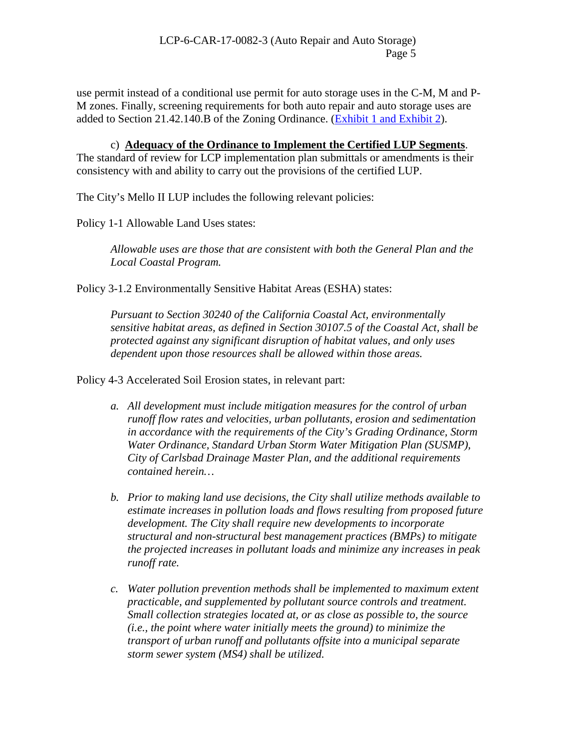use permit instead of a conditional use permit for auto storage uses in the C-M, M and P-M zones. Finally, screening requirements for both auto repair and auto storage uses are added to Section 21.42.140.B of the Zoning Ordinance. (Exhibit 1 and Exhibit 2).

c) **Adequacy of the Ordinance to Implement the Certified LUP Segments**. The standard of review for LCP implementation plan submittals or amendments is their consistency with and ability to carry out the provisions of the certified LUP.

The City's Mello II LUP includes the following relevant policies:

Policy 1-1 Allowable Land Uses states:

> *Allowable uses are those that are consistent with both the General Plan and the Local Coastal Program.*

Policy 3-1.2 Environmentally Sensitive Habitat Areas (ESHA) states:

> *Pursuant to Section 30240 of the California Coastal Act, environmentally sensitive habitat areas, as defined in Section 30107.5 of the Coastal Act, shall be protected against any significant disruption of habitat values, and only uses dependent upon those resources shall be allowed within those areas.*

Policy 4-3 Accelerated Soil Erosion states, in relevant part:

> *a. All development must include mitigation measures for the control of urban runoff flow rates and velocities, urban pollutants, erosion and sedimentation in accordance with the requirements of the City's Grading Ordinance, Storm Water Ordinance, Standard Urban Storm Water Mitigation Plan (SUSMP), City of Carlsbad Drainage Master Plan, and the additional requirements contained herein…*
>
> *b. Prior to making land use decisions, the City shall utilize methods available to estimate increases in pollution loads and flows resulting from proposed future development. The City shall require new developments to incorporate structural and non-structural best management practices (BMPs) to mitigate the projected increases in pollutant loads and minimize any increases in peak runoff rate.*
>
> *c. Water pollution prevention methods shall be implemented to maximum extent practicable, and supplemented by pollutant source controls and treatment. Small collection strategies located at, or as close as possible to, the source (i.e., the point where water initially meets the ground) to minimize the transport of urban runoff and pollutants offsite into a municipal separate storm sewer system (MS4) shall be utilized.*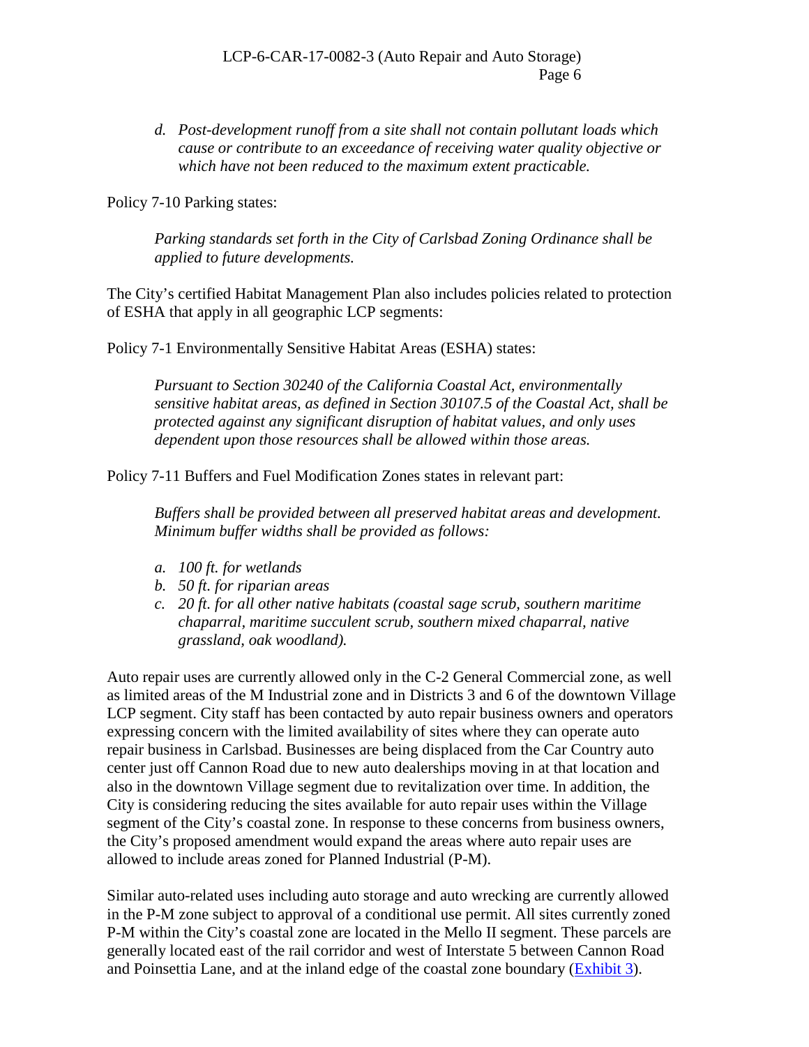*d. Post-development runoff from a site shall not contain pollutant loads which cause or contribute to an exceedance of receiving water quality objective or which have not been reduced to the maximum extent practicable.*

Policy 7-10 Parking states:

*Parking standards set forth in the City of Carlsbad Zoning Ordinance shall be applied to future developments.*

The City's certified Habitat Management Plan also includes policies related to protection of ESHA that apply in all geographic LCP segments:

Policy 7-1 Environmentally Sensitive Habitat Areas (ESHA) states:

*Pursuant to Section 30240 of the California Coastal Act, environmentally sensitive habitat areas, as defined in Section 30107.5 of the Coastal Act, shall be protected against any significant disruption of habitat values, and only uses dependent upon those resources shall be allowed within those areas.*

Policy 7-11 Buffers and Fuel Modification Zones states in relevant part:

*Buffers shall be provided between all preserved habitat areas and development. Minimum buffer widths shall be provided as follows:*

*a. 100 ft. for wetlands*
*b. 50 ft. for riparian areas*
*c. 20 ft. for all other native habitats (coastal sage scrub, southern maritime chaparral, maritime succulent scrub, southern mixed chaparral, native grassland, oak woodland).*

Auto repair uses are currently allowed only in the C-2 General Commercial zone, as well as limited areas of the M Industrial zone and in Districts 3 and 6 of the downtown Village LCP segment. City staff has been contacted by auto repair business owners and operators expressing concern with the limited availability of sites where they can operate auto repair business in Carlsbad. Businesses are being displaced from the Car Country auto center just off Cannon Road due to new auto dealerships moving in at that location and also in the downtown Village segment due to revitalization over time. In addition, the City is considering reducing the sites available for auto repair uses within the Village segment of the City's coastal zone. In response to these concerns from business owners, the City's proposed amendment would expand the areas where auto repair uses are allowed to include areas zoned for Planned Industrial (P-M).

Similar auto-related uses including auto storage and auto wrecking are currently allowed in the P-M zone subject to approval of a conditional use permit. All sites currently zoned P-M within the City's coastal zone are located in the Mello II segment. These parcels are generally located east of the rail corridor and west of Interstate 5 between Cannon Road and Poinsettia Lane, and at the inland edge of the coastal zone boundary (Exhibit 3).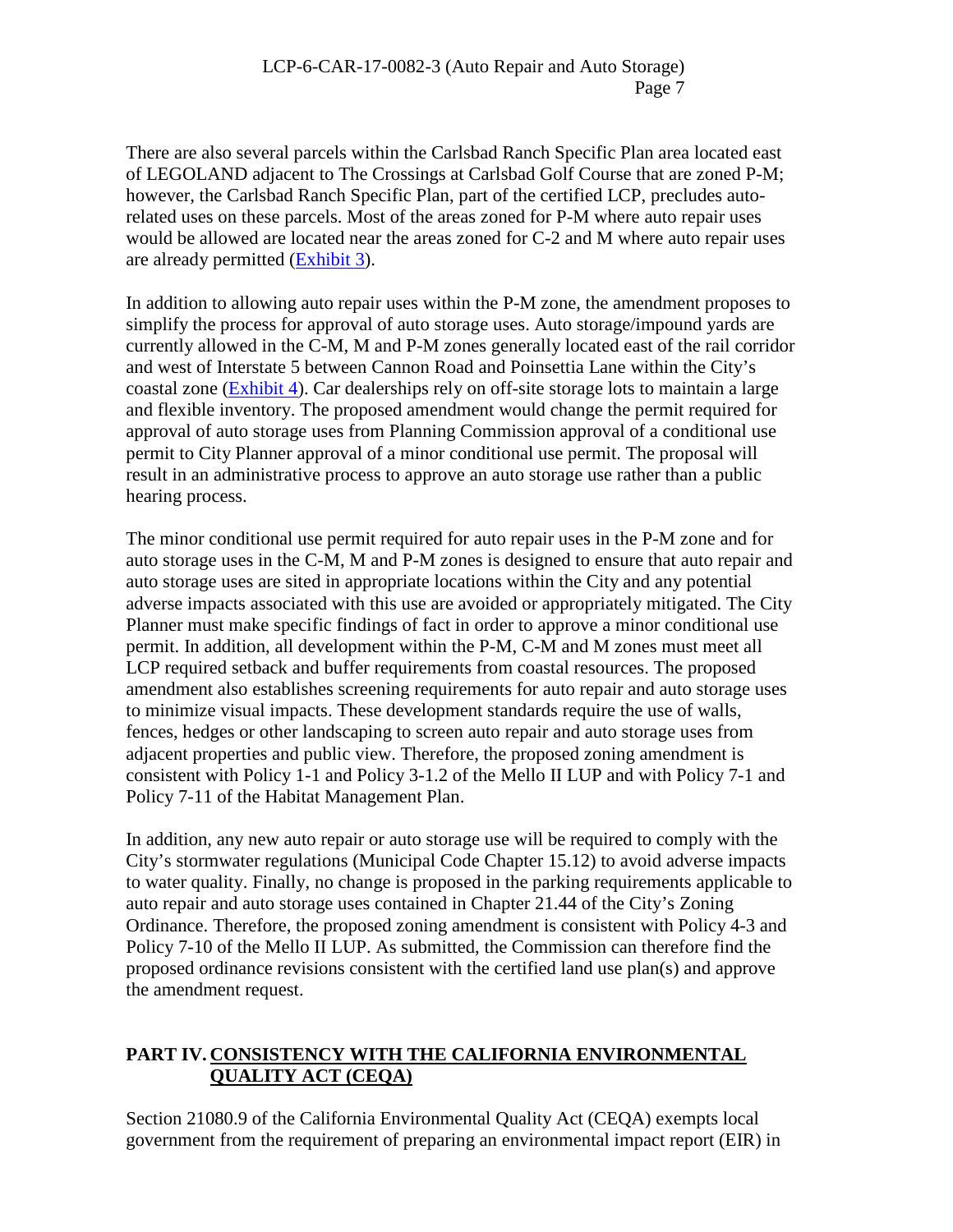There are also several parcels within the Carlsbad Ranch Specific Plan area located east of LEGOLAND adjacent to The Crossings at Carlsbad Golf Course that are zoned P-M; however, the Carlsbad Ranch Specific Plan, part of the certified LCP, precludes auto-related uses on these parcels. Most of the areas zoned for P-M where auto repair uses would be allowed are located near the areas zoned for C-2 and M where auto repair uses are already permitted (Exhibit 3).

In addition to allowing auto repair uses within the P-M zone, the amendment proposes to simplify the process for approval of auto storage uses. Auto storage/impound yards are currently allowed in the C-M, M and P-M zones generally located east of the rail corridor and west of Interstate 5 between Cannon Road and Poinsettia Lane within the City's coastal zone (Exhibit 4). Car dealerships rely on off-site storage lots to maintain a large and flexible inventory. The proposed amendment would change the permit required for approval of auto storage uses from Planning Commission approval of a conditional use permit to City Planner approval of a minor conditional use permit. The proposal will result in an administrative process to approve an auto storage use rather than a public hearing process.

The minor conditional use permit required for auto repair uses in the P-M zone and for auto storage uses in the C-M, M and P-M zones is designed to ensure that auto repair and auto storage uses are sited in appropriate locations within the City and any potential adverse impacts associated with this use are avoided or appropriately mitigated. The City Planner must make specific findings of fact in order to approve a minor conditional use permit. In addition, all development within the P-M, C-M and M zones must meet all LCP required setback and buffer requirements from coastal resources. The proposed amendment also establishes screening requirements for auto repair and auto storage uses to minimize visual impacts. These development standards require the use of walls, fences, hedges or other landscaping to screen auto repair and auto storage uses from adjacent properties and public view. Therefore, the proposed zoning amendment is consistent with Policy 1-1 and Policy 3-1.2 of the Mello II LUP and with Policy 7-1 and Policy 7-11 of the Habitat Management Plan.

In addition, any new auto repair or auto storage use will be required to comply with the City's stormwater regulations (Municipal Code Chapter 15.12) to avoid adverse impacts to water quality. Finally, no change is proposed in the parking requirements applicable to auto repair and auto storage uses contained in Chapter 21.44 of the City's Zoning Ordinance. Therefore, the proposed zoning amendment is consistent with Policy 4-3 and Policy 7-10 of the Mello II LUP. As submitted, the Commission can therefore find the proposed ordinance revisions consistent with the certified land use plan(s) and approve the amendment request.

## PART IV. CONSISTENCY WITH THE CALIFORNIA ENVIRONMENTAL QUALITY ACT (CEQA)

Section 21080.9 of the California Environmental Quality Act (CEQA) exempts local government from the requirement of preparing an environmental impact report (EIR) in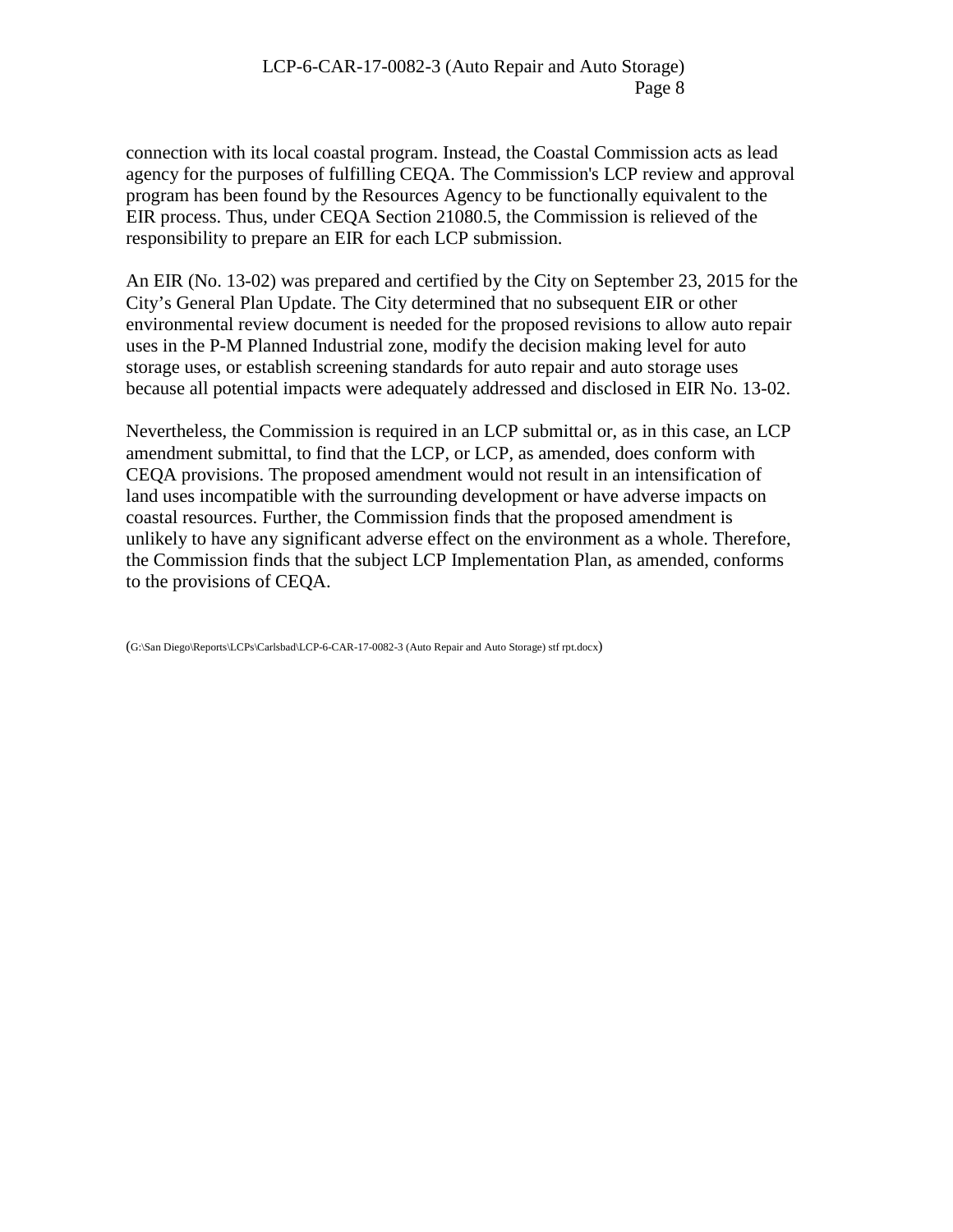connection with its local coastal program. Instead, the Coastal Commission acts as lead agency for the purposes of fulfilling CEQA. The Commission's LCP review and approval program has been found by the Resources Agency to be functionally equivalent to the EIR process. Thus, under CEQA Section 21080.5, the Commission is relieved of the responsibility to prepare an EIR for each LCP submission.

An EIR (No. 13-02) was prepared and certified by the City on September 23, 2015 for the City's General Plan Update. The City determined that no subsequent EIR or other environmental review document is needed for the proposed revisions to allow auto repair uses in the P-M Planned Industrial zone, modify the decision making level for auto storage uses, or establish screening standards for auto repair and auto storage uses because all potential impacts were adequately addressed and disclosed in EIR No. 13-02.

Nevertheless, the Commission is required in an LCP submittal or, as in this case, an LCP amendment submittal, to find that the LCP, or LCP, as amended, does conform with CEQA provisions. The proposed amendment would not result in an intensification of land uses incompatible with the surrounding development or have adverse impacts on coastal resources. Further, the Commission finds that the proposed amendment is unlikely to have any significant adverse effect on the environment as a whole. Therefore, the Commission finds that the subject LCP Implementation Plan, as amended, conforms to the provisions of CEQA.

(G:\San Diego\Reports\LCPs\Carlsbad\LCP-6-CAR-17-0082-3 (Auto Repair and Auto Storage) stf rpt.docx)